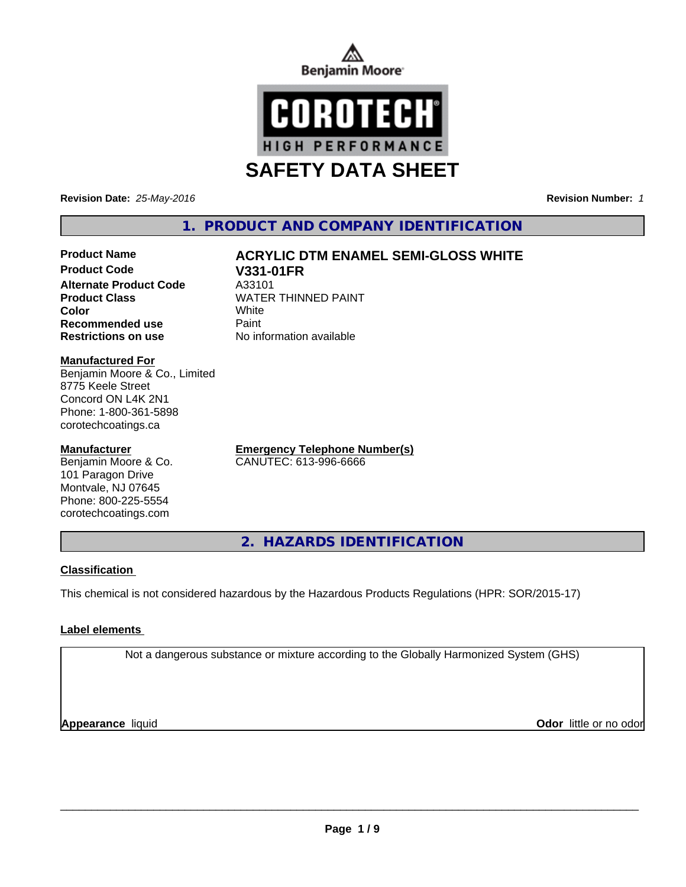Benjamin Moore

COROTECH

HIGH PERFORMANCE

# SAFETY DATA SHEET

**Revision Date:** *25-May-2016*

**Revision Number:** *1*

## 1. PRODUCT AND COMPANY IDENTIFICATION

| | |
|---|---|
| **Product Name** | **ACRYLIC DTM ENAMEL SEMI-GLOSS WHITE** |
| **Product Code** | **V331-01FR** |
| **Alternate Product Code** | A33101 |
| **Product Class** | WATER THINNED PAINT |
| **Color** | White |
| **Recommended use** | Paint |
| **Restrictions on use** | No information available |

**Manufactured For**
Benjamin Moore & Co., Limited
8775 Keele Street
Concord ON L4K 2N1
Phone: 1-800-361-5898
corotechcoatings.ca

**Manufacturer**
Benjamin Moore & Co.
101 Paragon Drive
Montvale, NJ 07645
Phone: 800-225-5554
corotechcoatings.com

**Emergency Telephone Number(s)**
CANUTEC: 613-996-6666

## 2. HAZARDS IDENTIFICATION

### Classification

This chemical is not considered hazardous by the Hazardous Products Regulations (HPR: SOR/2015-17)

### Label elements

Not a dangerous substance or mixture according to the Globally Harmonized System (GHS)

**Appearance** liquid

**Odor** little or no odor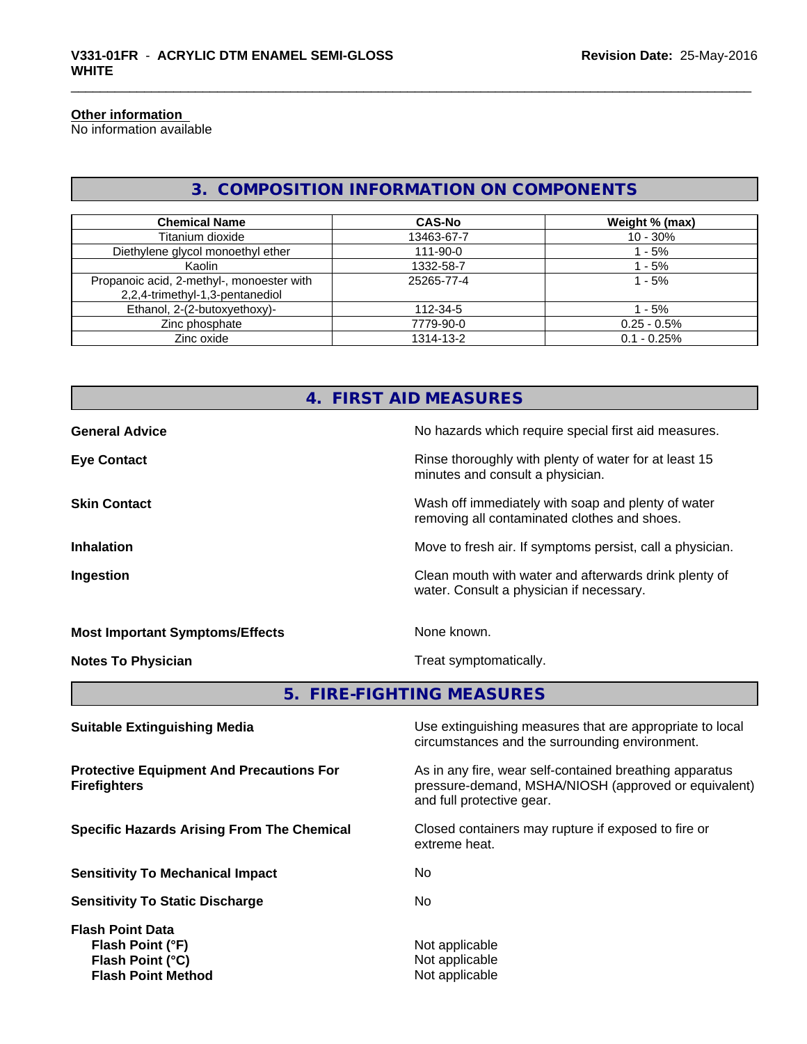**Other information**
No information available

## 3. COMPOSITION INFORMATION ON COMPONENTS

| Chemical Name | CAS-No | Weight % (max) |
|---|---|---|
| Titanium dioxide | 13463-67-7 | 10 - 30% |
| Diethylene glycol monoethyl ether | 111-90-0 | 1 - 5% |
| Kaolin | 1332-58-7 | 1 - 5% |
| Propanoic acid, 2-methyl-, monoester with 2,2,4-trimethyl-1,3-pentanediol | 25265-77-4 | 1 - 5% |
| Ethanol, 2-(2-butoxyethoxy)- | 112-34-5 | 1 - 5% |
| Zinc phosphate | 7779-90-0 | 0.25 - 0.5% |
| Zinc oxide | 1314-13-2 | 0.1 - 0.25% |

## 4. FIRST AID MEASURES

**General Advice** No hazards which require special first aid measures.

**Eye Contact** Rinse thoroughly with plenty of water for at least 15 minutes and consult a physician.

**Skin Contact** Wash off immediately with soap and plenty of water removing all contaminated clothes and shoes.

**Inhalation** Move to fresh air. If symptoms persist, call a physician.

**Ingestion** Clean mouth with water and afterwards drink plenty of water. Consult a physician if necessary.

**Most Important Symptoms/Effects** None known.

**Notes To Physician** Treat symptomatically.

## 5. FIRE-FIGHTING MEASURES

**Suitable Extinguishing Media** Use extinguishing measures that are appropriate to local circumstances and the surrounding environment.

**Protective Equipment And Precautions For Firefighters** As in any fire, wear self-contained breathing apparatus pressure-demand, MSHA/NIOSH (approved or equivalent) and full protective gear.

**Specific Hazards Arising From The Chemical** Closed containers may rupture if exposed to fire or extreme heat.

**Sensitivity To Mechanical Impact** No

**Sensitivity To Static Discharge** No

**Flash Point Data**
**Flash Point (°F)** Not applicable
**Flash Point (°C)** Not applicable
**Flash Point Method** Not applicable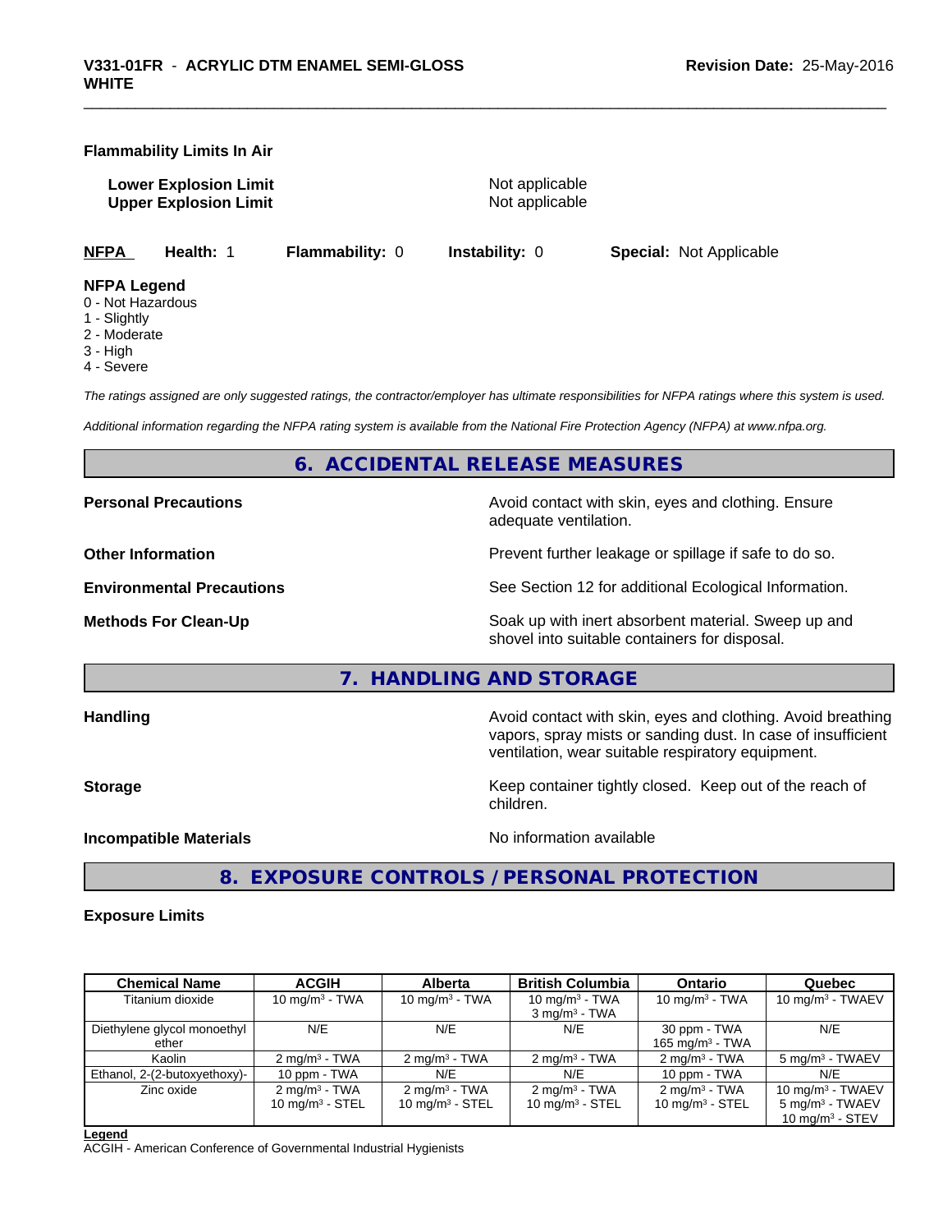**Flammability Limits In Air**

**Lower Explosion Limit** Not applicable
**Upper Explosion Limit** Not applicable

**NFPA** **Health:** 1 **Flammability:** 0 **Instability:** 0 **Special:** Not Applicable

**NFPA Legend**
0 - Not Hazardous
1 - Slightly
2 - Moderate
3 - High
4 - Severe

*The ratings assigned are only suggested ratings, the contractor/employer has ultimate responsibilities for NFPA ratings where this system is used.*

*Additional information regarding the NFPA rating system is available from the National Fire Protection Agency (NFPA) at www.nfpa.org.*

## 6. ACCIDENTAL RELEASE MEASURES

**Personal Precautions** Avoid contact with skin, eyes and clothing. Ensure adequate ventilation.

**Other Information** Prevent further leakage or spillage if safe to do so.

**Environmental Precautions** See Section 12 for additional Ecological Information.

**Methods For Clean-Up** Soak up with inert absorbent material. Sweep up and shovel into suitable containers for disposal.

## 7. HANDLING AND STORAGE

**Handling** Avoid contact with skin, eyes and clothing. Avoid breathing vapors, spray mists or sanding dust. In case of insufficient ventilation, wear suitable respiratory equipment.

**Storage** Keep container tightly closed. Keep out of the reach of children.

**Incompatible Materials** No information available

## 8. EXPOSURE CONTROLS / PERSONAL PROTECTION

**Exposure Limits**

| Chemical Name | ACGIH | Alberta | British Columbia | Ontario | Quebec |
|---|---|---|---|---|---|
| Titanium dioxide | 10 mg/m³ - TWA | 10 mg/m³ - TWA | 10 mg/m³ - TWA<br>3 mg/m³ - TWA | 10 mg/m³ - TWA | 10 mg/m³ - TWAEV |
| Diethylene glycol monoethyl ether | N/E | N/E | N/E | 30 ppm - TWA<br>165 mg/m³ - TWA | N/E |
| Kaolin | 2 mg/m³ - TWA | 2 mg/m³ - TWA | 2 mg/m³ - TWA | 2 mg/m³ - TWA | 5 mg/m³ - TWAEV |
| Ethanol, 2-(2-butoxyethoxy)- | 10 ppm - TWA | N/E | N/E | 10 ppm - TWA | N/E |
| Zinc oxide | 2 mg/m³ - TWA<br>10 mg/m³ - STEL | 2 mg/m³ - TWA<br>10 mg/m³ - STEL | 2 mg/m³ - TWA<br>10 mg/m³ - STEL | 2 mg/m³ - TWA<br>10 mg/m³ - STEL | 10 mg/m³ - TWAEV<br>5 mg/m³ - TWAEV<br>10 mg/m³ - STEV |

**Legend**
ACGIH - American Conference of Governmental Industrial Hygienists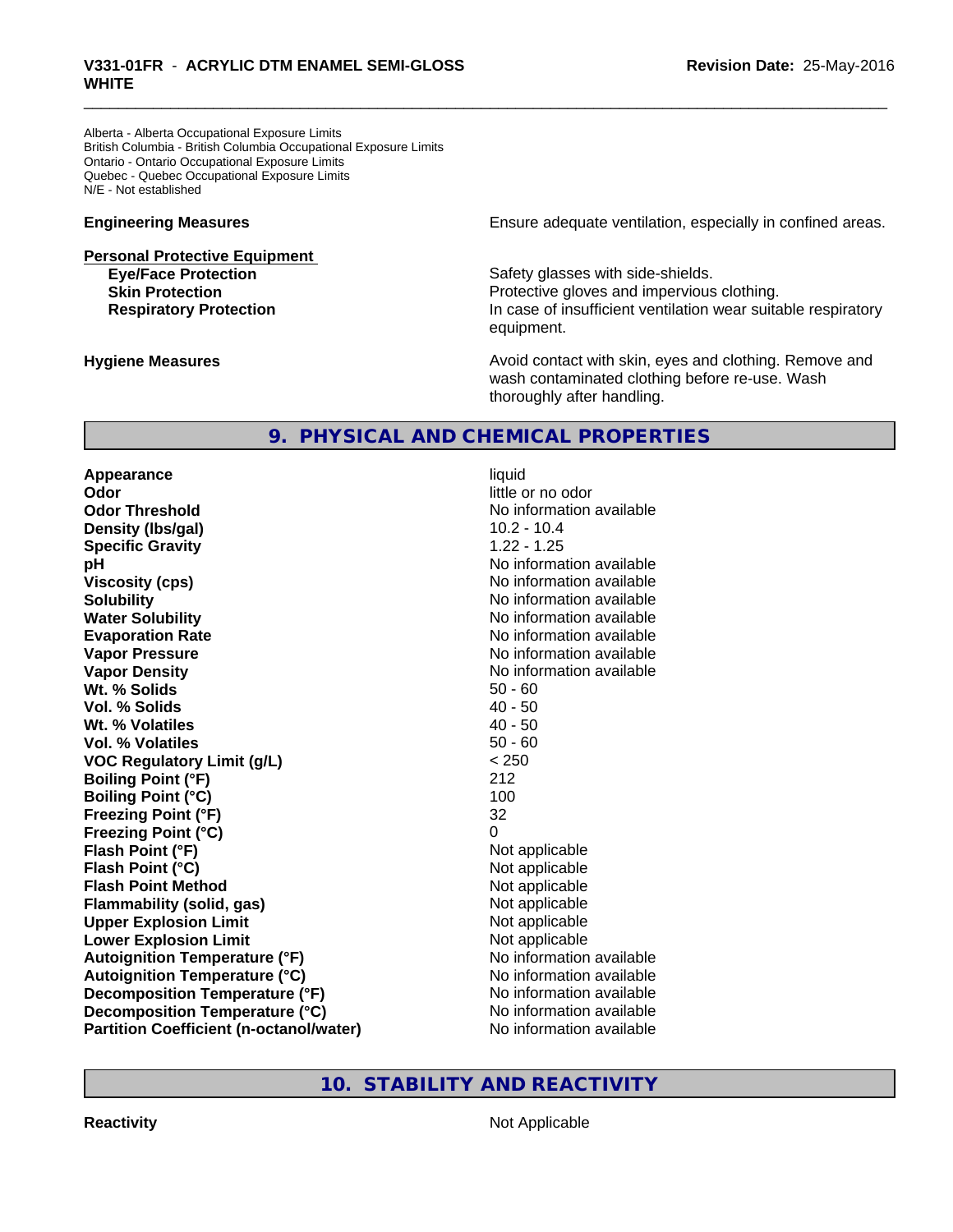Alberta - Alberta Occupational Exposure Limits
British Columbia - British Columbia Occupational Exposure Limits
Ontario - Ontario Occupational Exposure Limits
Quebec - Quebec Occupational Exposure Limits
N/E - Not established

| | |
|---|---|
| **Engineering Measures** | Ensure adequate ventilation, especially in confined areas. |

**Personal Protective Equipment**

| | |
|---|---|
| **Eye/Face Protection** | Safety glasses with side-shields. |
| **Skin Protection** | Protective gloves and impervious clothing. |
| **Respiratory Protection** | In case of insufficient ventilation wear suitable respiratory equipment. |

| | |
|---|---|
| **Hygiene Measures** | Avoid contact with skin, eyes and clothing. Remove and wash contaminated clothing before re-use. Wash thoroughly after handling. |

## 9. PHYSICAL AND CHEMICAL PROPERTIES

| | |
|---|---|
| **Appearance** | liquid |
| **Odor** | little or no odor |
| **Odor Threshold** | No information available |
| **Density (lbs/gal)** | 10.2 - 10.4 |
| **Specific Gravity** | 1.22 - 1.25 |
| **pH** | No information available |
| **Viscosity (cps)** | No information available |
| **Solubility** | No information available |
| **Water Solubility** | No information available |
| **Evaporation Rate** | No information available |
| **Vapor Pressure** | No information available |
| **Vapor Density** | No information available |
| **Wt. % Solids** | 50 - 60 |
| **Vol. % Solids** | 40 - 50 |
| **Wt. % Volatiles** | 40 - 50 |
| **Vol. % Volatiles** | 50 - 60 |
| **VOC Regulatory Limit (g/L)** | < 250 |
| **Boiling Point (°F)** | 212 |
| **Boiling Point (°C)** | 100 |
| **Freezing Point (°F)** | 32 |
| **Freezing Point (°C)** | 0 |
| **Flash Point (°F)** | Not applicable |
| **Flash Point (°C)** | Not applicable |
| **Flash Point Method** | Not applicable |
| **Flammability (solid, gas)** | Not applicable |
| **Upper Explosion Limit** | Not applicable |
| **Lower Explosion Limit** | Not applicable |
| **Autoignition Temperature (°F)** | No information available |
| **Autoignition Temperature (°C)** | No information available |
| **Decomposition Temperature (°F)** | No information available |
| **Decomposition Temperature (°C)** | No information available |
| **Partition Coefficient (n-octanol/water)** | No information available |

## 10. STABILITY AND REACTIVITY

| | |
|---|---|
| **Reactivity** | Not Applicable |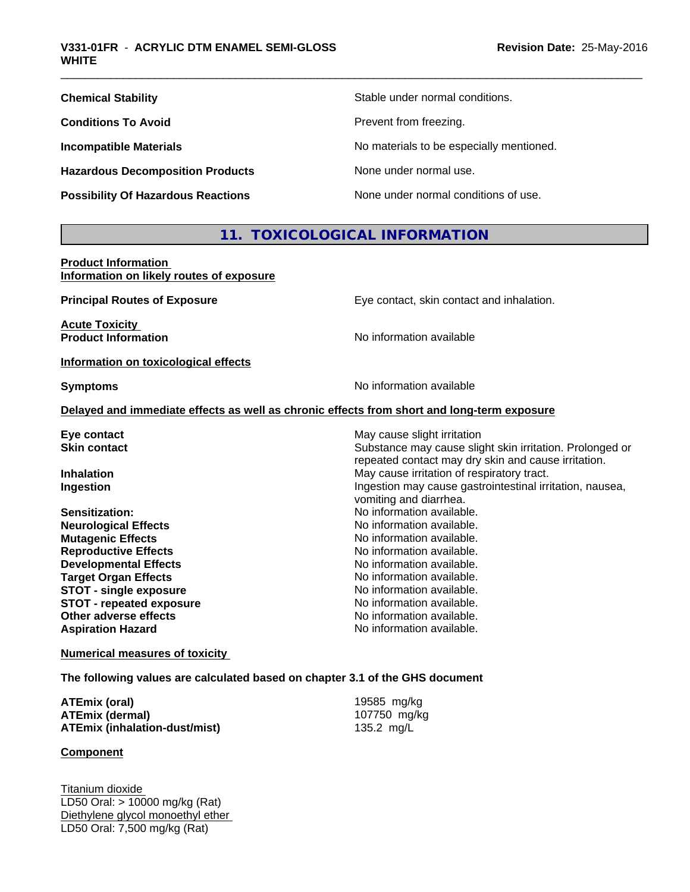| | |
|---|---|
| **Chemical Stability** | Stable under normal conditions. |
| **Conditions To Avoid** | Prevent from freezing. |
| **Incompatible Materials** | No materials to be especially mentioned. |
| **Hazardous Decomposition Products** | None under normal use. |
| **Possibility Of Hazardous Reactions** | None under normal conditions of use. |

## 11. TOXICOLOGICAL INFORMATION

**Product Information**
**Information on likely routes of exposure**

| | |
|---|---|
| **Principal Routes of Exposure** | Eye contact, skin contact and inhalation. |

**Acute Toxicity**

| | |
|---|---|
| **Product Information** | No information available |

**Information on toxicological effects**

| | |
|---|---|
| **Symptoms** | No information available |

**Delayed and immediate effects as well as chronic effects from short and long-term exposure**

| | |
|---|---|
| **Eye contact** | May cause slight irritation |
| **Skin contact** | Substance may cause slight skin irritation. Prolonged or repeated contact may dry skin and cause irritation. |
| **Inhalation** | May cause irritation of respiratory tract. |
| **Ingestion** | Ingestion may cause gastrointestinal irritation, nausea, vomiting and diarrhea. |
| **Sensitization:** | No information available. |
| **Neurological Effects** | No information available. |
| **Mutagenic Effects** | No information available. |
| **Reproductive Effects** | No information available. |
| **Developmental Effects** | No information available. |
| **Target Organ Effects** | No information available. |
| **STOT - single exposure** | No information available. |
| **STOT - repeated exposure** | No information available. |
| **Other adverse effects** | No information available. |
| **Aspiration Hazard** | No information available. |

**Numerical measures of toxicity**

**The following values are calculated based on chapter 3.1 of the GHS document**

| | |
|---|---|
| **ATEmix (oral)** | 19585 mg/kg |
| **ATEmix (dermal)** | 107750 mg/kg |
| **ATEmix (inhalation-dust/mist)** | 135.2 mg/L |

**Component**

Titanium dioxide
LD50 Oral: > 10000 mg/kg (Rat)
Diethylene glycol monoethyl ether
LD50 Oral: 7,500 mg/kg (Rat)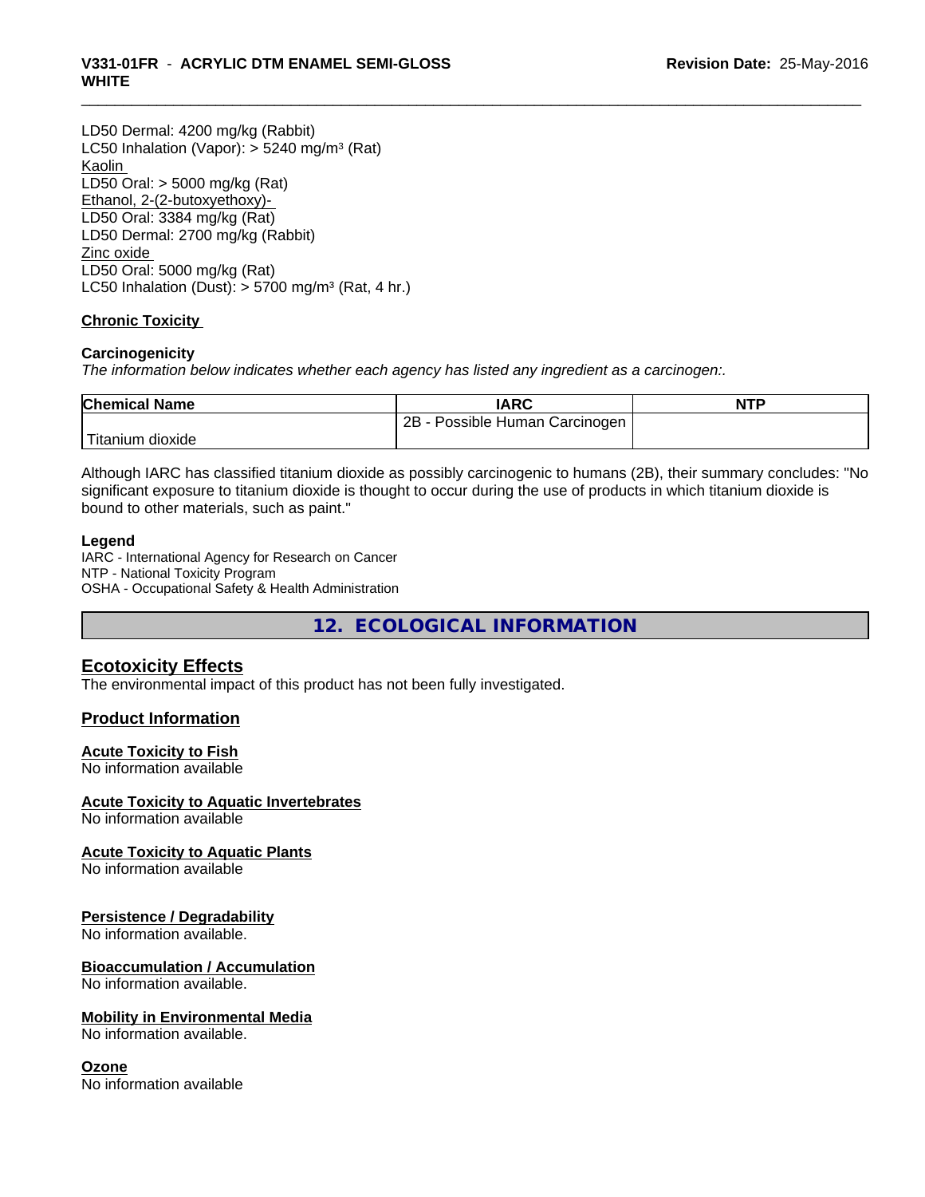LD50 Dermal: 4200 mg/kg (Rabbit)
LC50 Inhalation (Vapor): > 5240 mg/m³ (Rat)
Kaolin
LD50 Oral: > 5000 mg/kg (Rat)
Ethanol, 2-(2-butoxyethoxy)-
LD50 Oral: 3384 mg/kg (Rat)
LD50 Dermal: 2700 mg/kg (Rabbit)
Zinc oxide
LD50 Oral: 5000 mg/kg (Rat)
LC50 Inhalation (Dust): > 5700 mg/m³ (Rat, 4 hr.)

**Chronic Toxicity**

**Carcinogenicity**
*The information below indicates whether each agency has listed any ingredient as a carcinogen:.*

| Chemical Name | IARC | NTP |
|---|---|---|
| Titanium dioxide | 2B - Possible Human Carcinogen | |

Although IARC has classified titanium dioxide as possibly carcinogenic to humans (2B), their summary concludes: "No significant exposure to titanium dioxide is thought to occur during the use of products in which titanium dioxide is bound to other materials, such as paint."

**Legend**
IARC - International Agency for Research on Cancer
NTP - National Toxicity Program
OSHA - Occupational Safety & Health Administration

## 12. ECOLOGICAL INFORMATION

### Ecotoxicity Effects
The environmental impact of this product has not been fully investigated.

### Product Information

**Acute Toxicity to Fish**
No information available

**Acute Toxicity to Aquatic Invertebrates**
No information available

**Acute Toxicity to Aquatic Plants**
No information available

**Persistence / Degradability**
No information available.

**Bioaccumulation / Accumulation**
No information available.

**Mobility in Environmental Media**
No information available.

**Ozone**
No information available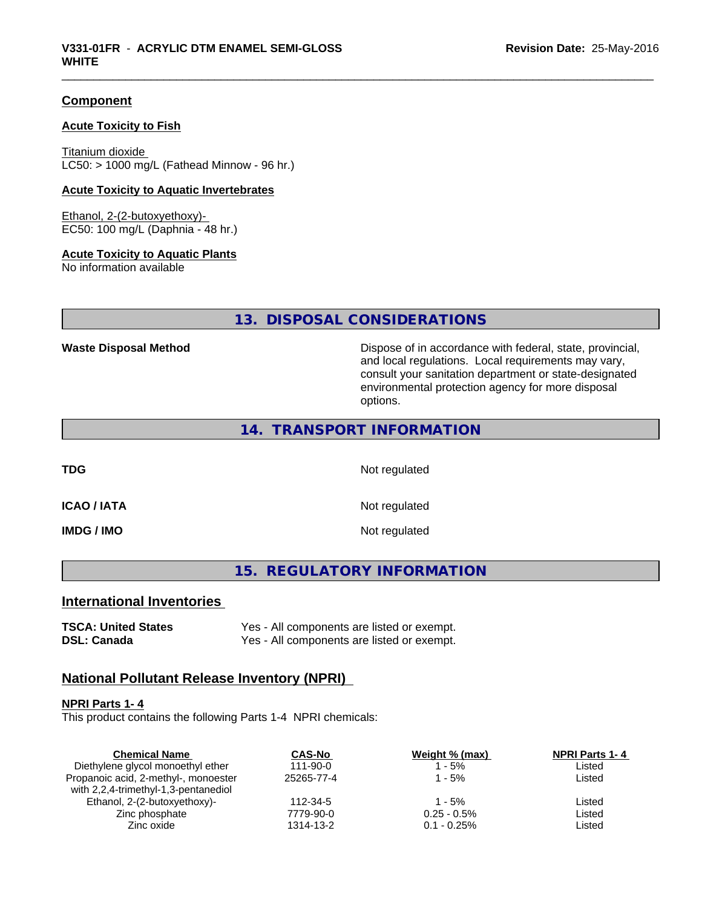## Component

### Acute Toxicity to Fish

Titanium dioxide
LC50: > 1000 mg/L (Fathead Minnow - 96 hr.)

### Acute Toxicity to Aquatic Invertebrates

Ethanol, 2-(2-butoxyethoxy)-
EC50: 100 mg/L (Daphnia - 48 hr.)

### Acute Toxicity to Aquatic Plants

No information available

## 13. DISPOSAL CONSIDERATIONS

**Waste Disposal Method** — Dispose of in accordance with federal, state, provincial, and local regulations. Local requirements may vary, consult your sanitation department or state-designated environmental protection agency for more disposal options.

## 14. TRANSPORT INFORMATION

**TDG** — Not regulated

**ICAO / IATA** — Not regulated

**IMDG / IMO** — Not regulated

## 15. REGULATORY INFORMATION

## International Inventories

**TSCA: United States** — Yes - All components are listed or exempt.
**DSL: Canada** — Yes - All components are listed or exempt.

## National Pollutant Release Inventory (NPRI)

### NPRI Parts 1- 4

This product contains the following Parts 1-4 NPRI chemicals:

| Chemical Name | CAS-No | Weight % (max) | NPRI Parts 1- 4 |
|---|---|---|---|
| Diethylene glycol monoethyl ether | 111-90-0 | 1 - 5% | Listed |
| Propanoic acid, 2-methyl-, monoester with 2,2,4-trimethyl-1,3-pentanediol | 25265-77-4 | 1 - 5% | Listed |
| Ethanol, 2-(2-butoxyethoxy)- | 112-34-5 | 1 - 5% | Listed |
| Zinc phosphate | 7779-90-0 | 0.25 - 0.5% | Listed |
| Zinc oxide | 1314-13-2 | 0.1 - 0.25% | Listed |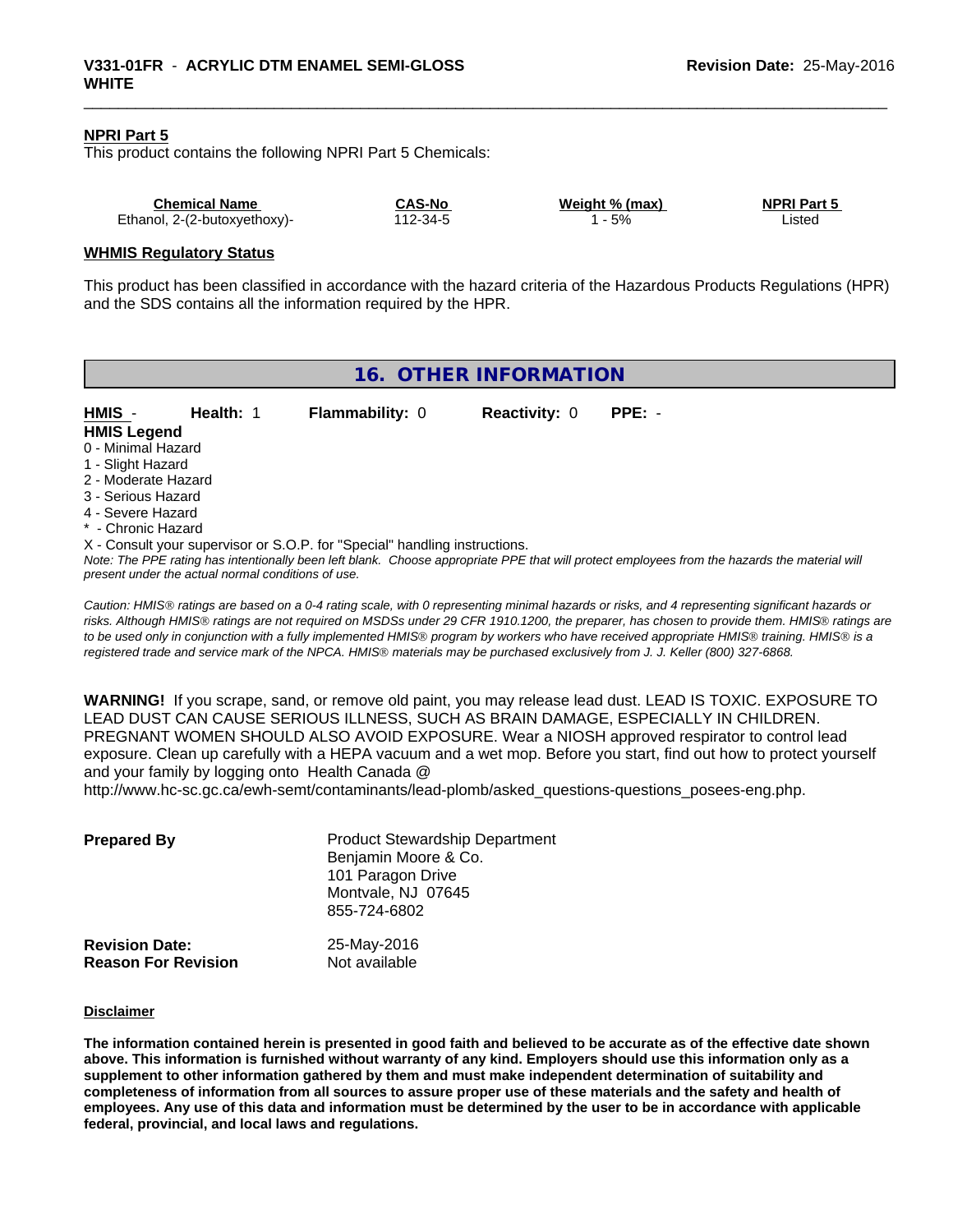**NPRI Part 5**

This product contains the following NPRI Part 5 Chemicals:

| Chemical Name | CAS-No | Weight % (max) | NPRI Part 5 |
|---|---|---|---|
| Ethanol, 2-(2-butoxyethoxy)- | 112-34-5 | 1 - 5% | Listed |

**WHMIS Regulatory Status**

This product has been classified in accordance with the hazard criteria of the Hazardous Products Regulations (HPR) and the SDS contains all the information required by the HPR.

## 16. OTHER INFORMATION

**HMIS** - **Health:** 1 **Flammability:** 0 **Reactivity:** 0 **PPE:** -

**HMIS Legend**

0 - Minimal Hazard
1 - Slight Hazard
2 - Moderate Hazard
3 - Serious Hazard
4 - Severe Hazard
* - Chronic Hazard
X - Consult your supervisor or S.O.P. for "Special" handling instructions.

*Note: The PPE rating has intentionally been left blank. Choose appropriate PPE that will protect employees from the hazards the material will present under the actual normal conditions of use.*

*Caution: HMIS® ratings are based on a 0-4 rating scale, with 0 representing minimal hazards or risks, and 4 representing significant hazards or risks. Although HMIS® ratings are not required on MSDSs under 29 CFR 1910.1200, the preparer, has chosen to provide them. HMIS® ratings are to be used only in conjunction with a fully implemented HMIS® program by workers who have received appropriate HMIS® training. HMIS® is a registered trade and service mark of the NPCA. HMIS® materials may be purchased exclusively from J. J. Keller (800) 327-6868.*

**WARNING!** If you scrape, sand, or remove old paint, you may release lead dust. LEAD IS TOXIC. EXPOSURE TO LEAD DUST CAN CAUSE SERIOUS ILLNESS, SUCH AS BRAIN DAMAGE, ESPECIALLY IN CHILDREN. PREGNANT WOMEN SHOULD ALSO AVOID EXPOSURE. Wear a NIOSH approved respirator to control lead exposure. Clean up carefully with a HEPA vacuum and a wet mop. Before you start, find out how to protect yourself and your family by logging onto Health Canada @ http://www.hc-sc.gc.ca/ewh-semt/contaminants/lead-plomb/asked_questions-questions_posees-eng.php.

**Prepared By**
Product Stewardship Department
Benjamin Moore & Co.
101 Paragon Drive
Montvale, NJ 07645
855-724-6802

**Revision Date:** 25-May-2016
**Reason For Revision** Not available

**Disclaimer**

**The information contained herein is presented in good faith and believed to be accurate as of the effective date shown above. This information is furnished without warranty of any kind. Employers should use this information only as a supplement to other information gathered by them and must make independent determination of suitability and completeness of information from all sources to assure proper use of these materials and the safety and health of employees. Any use of this data and information must be determined by the user to be in accordance with applicable federal, provincial, and local laws and regulations.**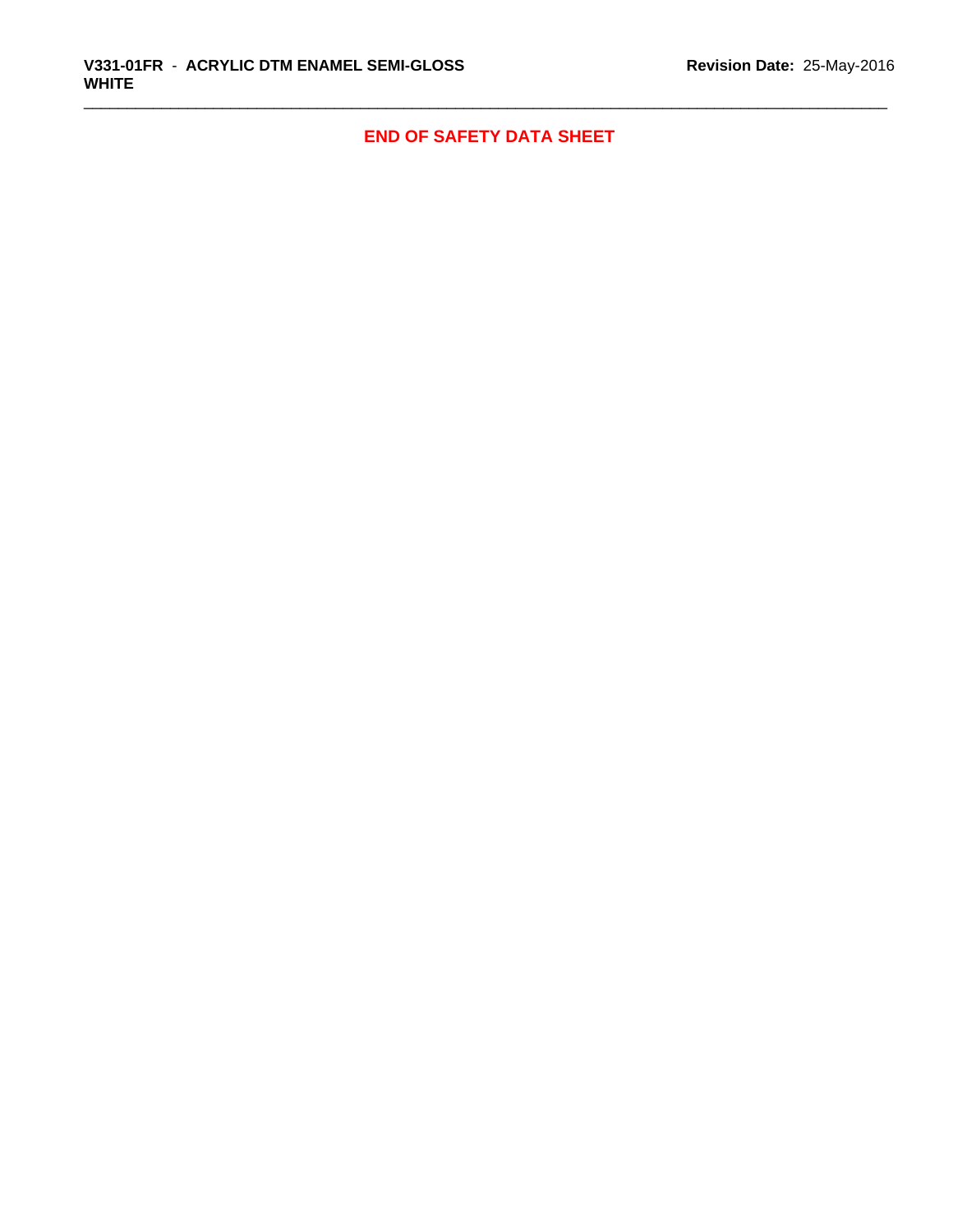**END OF SAFETY DATA SHEET**